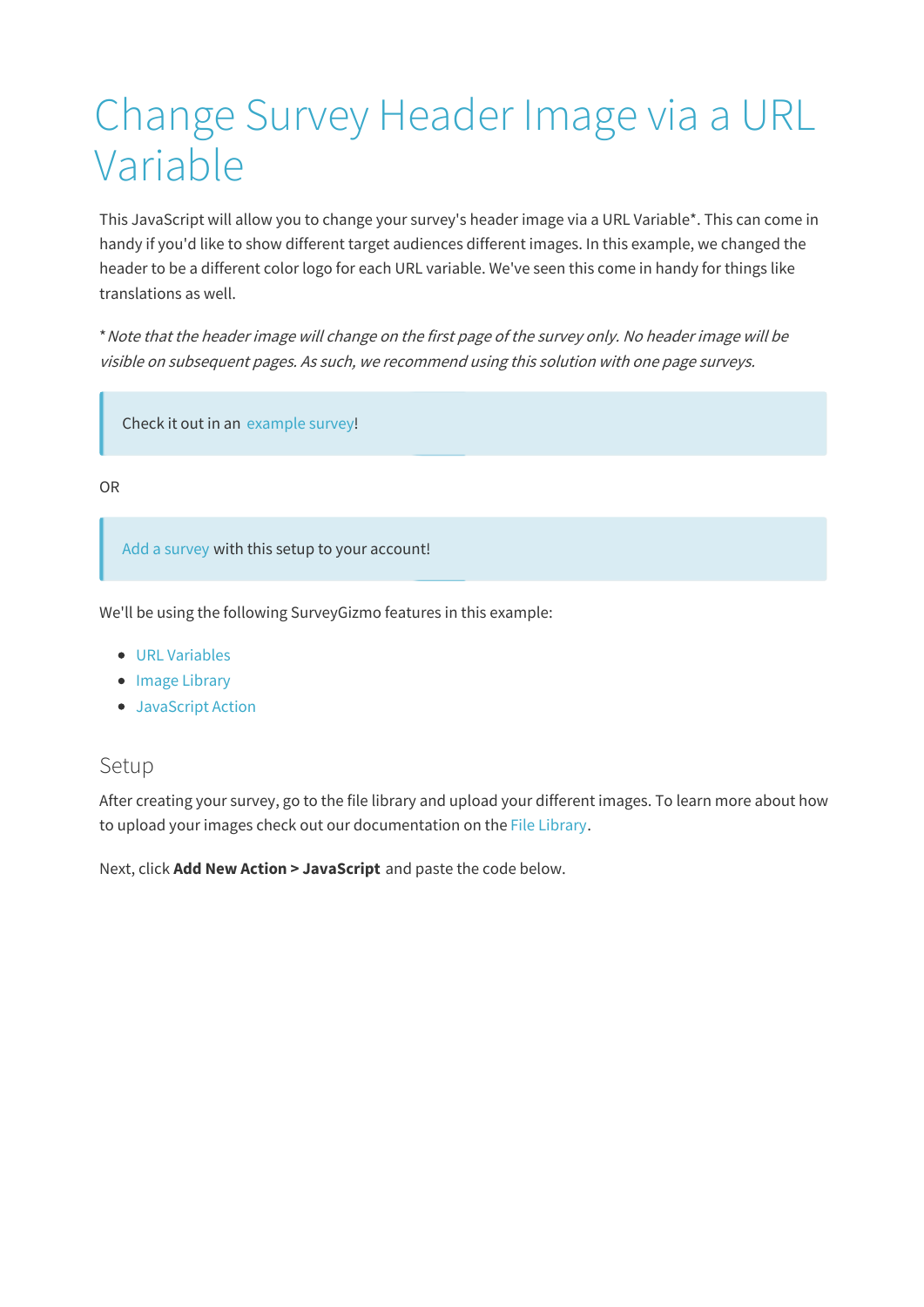# Change Survey Header Image via a URL Variable

This JavaScript will allow you to change your survey's header image via a URL Variable*. This can come in handy if you'd like to show different target audiences different images. In this example, we changed the header to be a different color logo for each URL variable. We've seen this come in handy for things like translations as well.

* *Note that the header image will change on the first page of the survey only. No header image will be visible on subsequent pages. As such, we recommend using this solution with one page surveys.*

> Check it out in an example survey!

OR

> Add a survey with this setup to your account!

We'll be using the following SurveyGizmo features in this example:

- URL Variables
- Image Library
- JavaScript Action

## Setup

After creating your survey, go to the file library and upload your different images. To learn more about how to upload your images check out our documentation on the File Library.

Next, click **Add New Action > JavaScript** and paste the code below.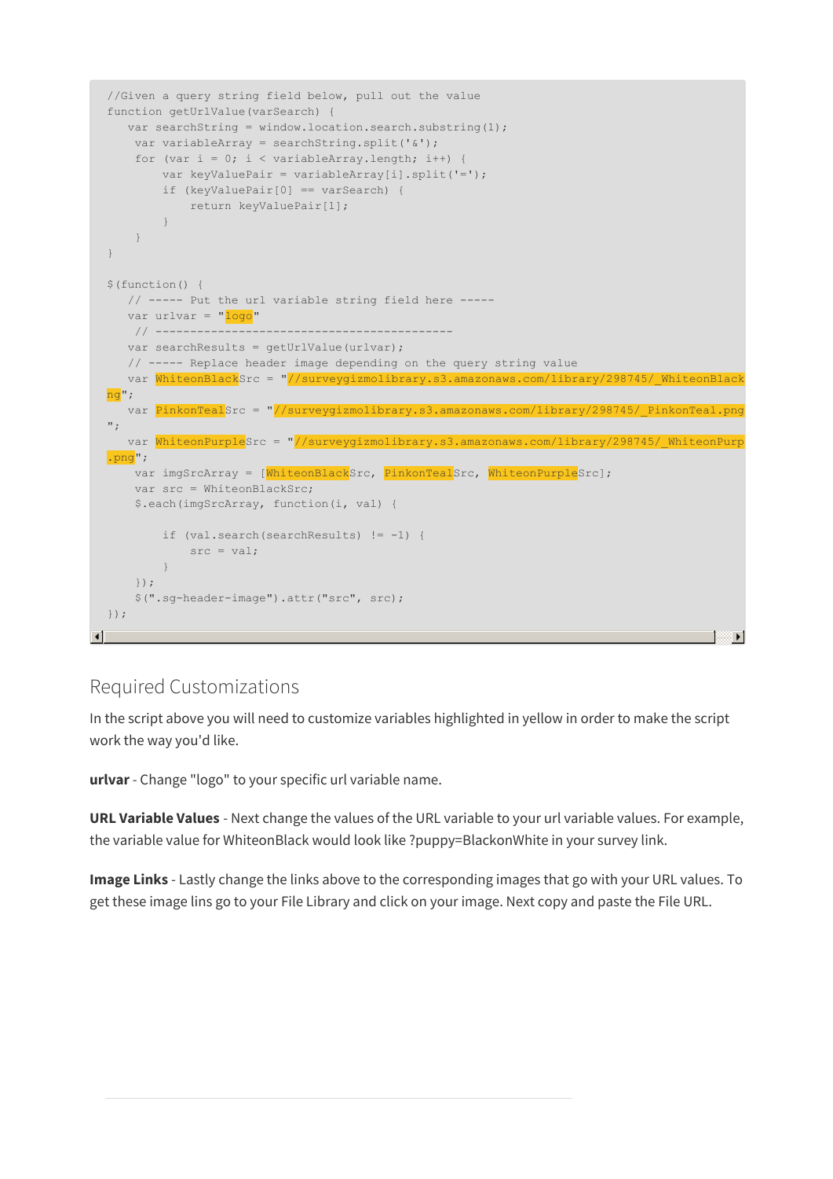```
//Given a query string field below, pull out the value
function getUrlValue(varSearch) {
   var searchString = window.location.search.substring(1);
    var variableArray = searchString.split('&');
    for (var i = 0; i < variableArray.length; i++) {
        var keyValuePair = variableArray[i].split('=');
        if (keyValuePair[0] == varSearch) {
            return keyValuePair[1];
        }
    }
}

$(function() {
   // ----- Put the url variable string field here -----
   var urlvar = "logo"
    // ------------------------------------------
   var searchResults = getUrlValue(urlvar);
   // ----- Replace header image depending on the query string value
   var WhiteonBlackSrc = "//surveygizmolibrary.s3.amazonaws.com/library/298745/_WhiteonBlack
ng";
   var PinkonTealSrc = "//surveygizmolibrary.s3.amazonaws.com/library/298745/_PinkonTeal.png
";
   var WhiteonPurpleSrc = "//surveygizmolibrary.s3.amazonaws.com/library/298745/_WhiteonPurp
.png";
    var imgSrcArray = [WhiteonBlackSrc, PinkonTealSrc, WhiteonPurpleSrc];
    var src = WhiteonBlackSrc;
    $.each(imgSrcArray, function(i, val) {

        if (val.search(searchResults) != -1) {
            src = val;
        }
    });
    $(".sg-header-image").attr("src", src);
});
```

## Required Customizations

In the script above you will need to customize variables highlighted in yellow in order to make the script work the way you'd like.

**urlvar** - Change "logo" to your specific url variable name.

**URL Variable Values** - Next change the values of the URL variable to your url variable values. For example, the variable value for WhiteonBlack would look like ?puppy=BlackonWhite in your survey link.

**Image Links** - Lastly change the links above to the corresponding images that go with your URL values. To get these image lins go to your File Library and click on your image. Next copy and paste the File URL.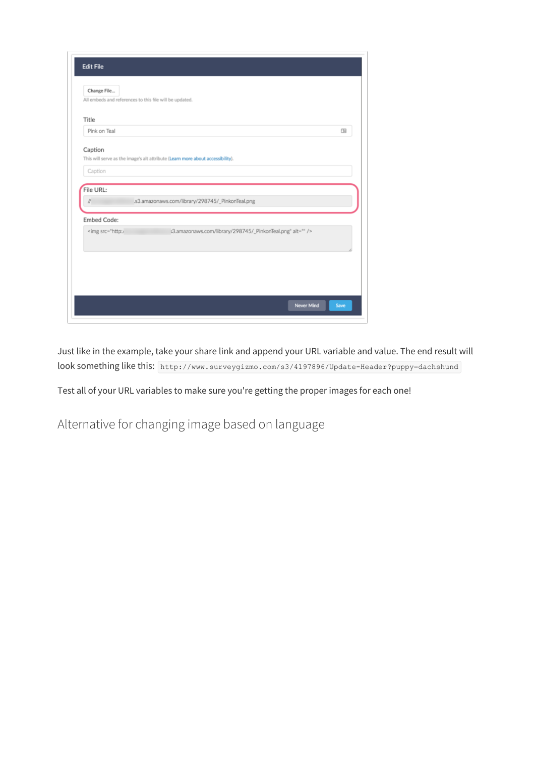Just like in the example, take your share link and append your URL variable and value. The end result will look something like this: `http://www.surveygizmo.com/s3/4197896/Update-Header?puppy=dachshund`

Test all of your URL variables to make sure you're getting the proper images for each one!

## Alternative for changing image based on language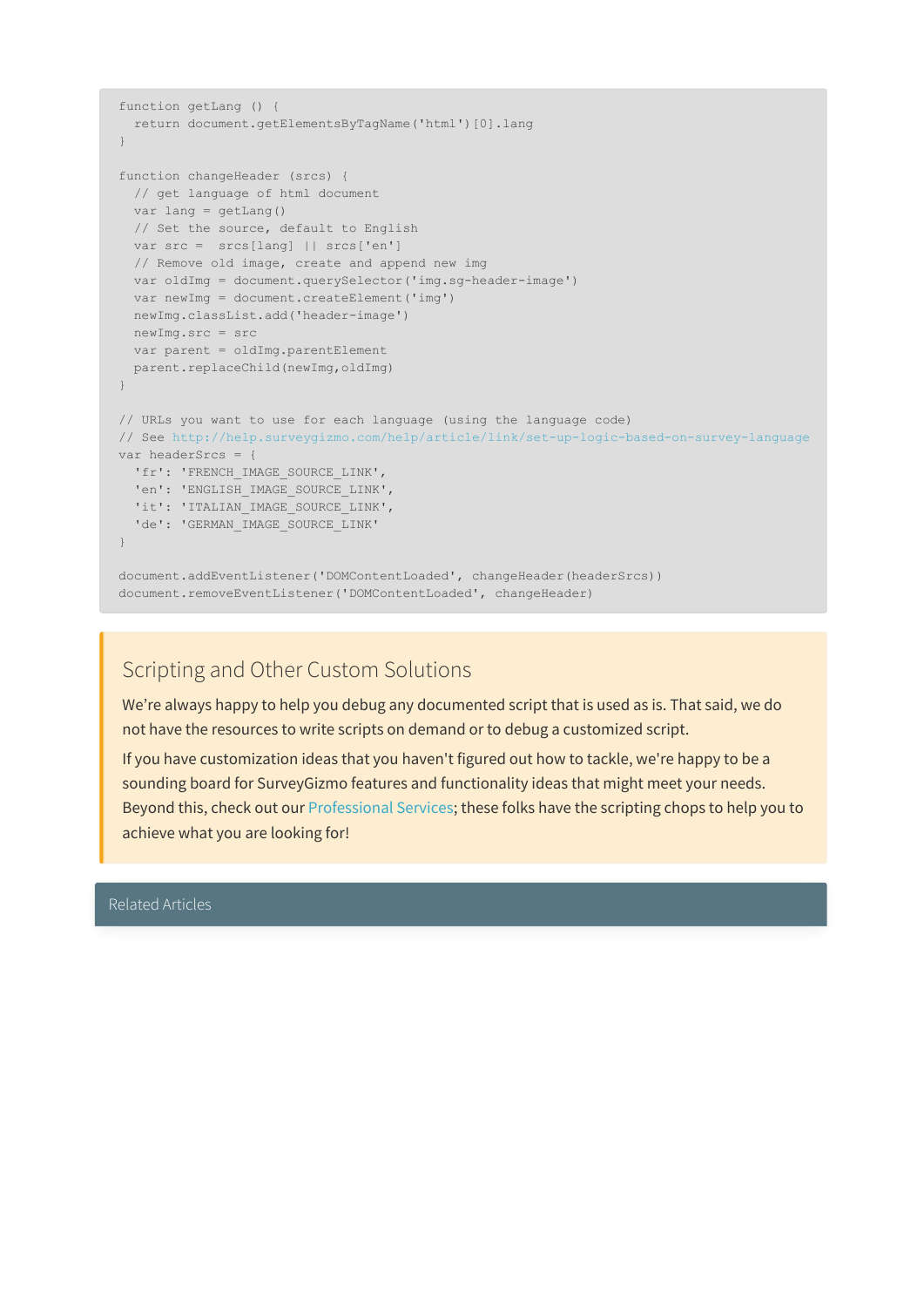```
function getLang () {
  return document.getElementsByTagName('html')[0].lang
}

function changeHeader (srcs) {
  // get language of html document
  var lang = getLang()
  // Set the source, default to English
  var src =  srcs[lang] || srcs['en']
  // Remove old image, create and append new img
  var oldImg = document.querySelector('img.sg-header-image')
  var newImg = document.createElement('img')
  newImg.classList.add('header-image')
  newImg.src = src
  var parent = oldImg.parentElement
  parent.replaceChild(newImg,oldImg)
}

// URLs you want to use for each language (using the language code)
// See http://help.surveygizmo.com/help/article/link/set-up-logic-based-on-survey-language
var headerSrcs = {
  'fr': 'FRENCH_IMAGE_SOURCE_LINK',
  'en': 'ENGLISH_IMAGE_SOURCE_LINK',
  'it': 'ITALIAN_IMAGE_SOURCE_LINK',
  'de': 'GERMAN_IMAGE_SOURCE_LINK'
}

document.addEventListener('DOMContentLoaded', changeHeader(headerSrcs))
document.removeEventListener('DOMContentLoaded', changeHeader)
```

### Scripting and Other Custom Solutions

We're always happy to help you debug any documented script that is used as is. That said, we do not have the resources to write scripts on demand or to debug a customized script.

If you have customization ideas that you haven't figured out how to tackle, we're happy to be a sounding board for SurveyGizmo features and functionality ideas that might meet your needs. Beyond this, check out our Professional Services; these folks have the scripting chops to help you to achieve what you are looking for!

## Related Articles